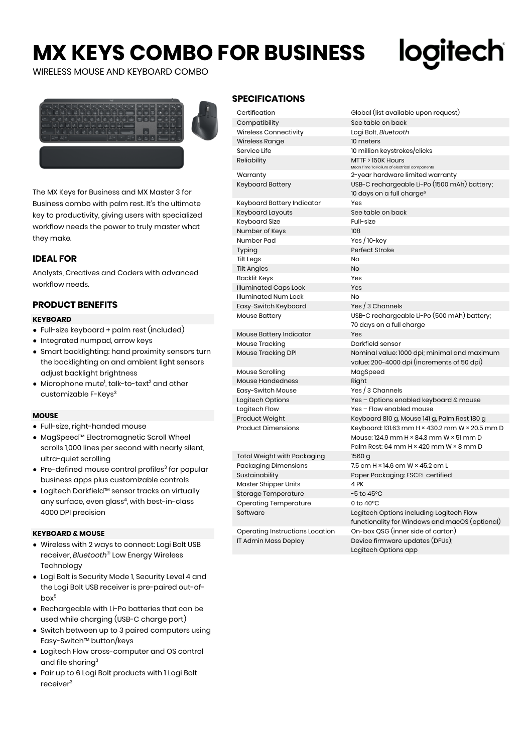# MX KEYS COMBO FOR BUSINESS

WIRELESS MOUSE AND KEYBOARD COMBO

The MX Keys for Business and MX Master 3 for Business combo with palm rest. It's the ultimate key to productivity, giving users with specialized workflow needs the power to truly master what they make.

## IDEAL FOR

Analysts, Creatives and Coders with advanced workflow needs.

## PRODUCT BENEFITS

### KEYBOARD

- Full-size keyboard + palm rest (included)
- Integrated numpad, arrow keys
- Smart backlighting: hand proximity sensors turn the backlighting on and ambient light sensors adjust backlight brightness
- Microphone mute[1], talk-to-text[2] and other customizable F-Keys[3]

### MOUSE

- Full-size, right-handed mouse
- MagSpeed™ Electromagnetic Scroll Wheel scrolls 1,000 lines per second with nearly silent, ultra-quiet scrolling
- Pre-defined mouse control profiles[3] for popular business apps plus customizable controls
- Logitech Darkfield™ sensor tracks on virtually any surface, even glass[4], with best-in-class 4000 DPI precision

### KEYBOARD & MOUSE

- Wireless with 2 ways to connect: Logi Bolt USB receiver, *Bluetooth*® Low Energy Wireless Technology
- Logi Bolt is Security Mode 1, Security Level 4 and the Logi Bolt USB receiver is pre-paired out-of-box[5]
- Rechargeable with Li-Po batteries that can be used while charging (USB-C charge port)
- Switch between up to 3 paired computers using Easy-Switch™ button/keys
- Logitech Flow cross-computer and OS control and file sharing[3]
- Pair up to 6 Logi Bolt products with 1 Logi Bolt receiver[3]

## SPECIFICATIONS

| | |
|---|---|
| Certification | Global (list available upon request) |
| Compatibility | See table on back |
| Wireless Connectivity | Logi Bolt, *Bluetooth* |
| Wireless Range | 10 meters |
| Service Life | 10 million keystrokes/clicks |
| Reliability | MTTF > 150K Hours<br>Mean Time To Failure of electrical components |
| Warranty | 2-year hardware limited warranty |
| Keyboard Battery | USB-C rechargeable Li-Po (1500 mAh) battery; 10 days on a full charge[6] |
| Keyboard Battery Indicator | Yes |
| Keyboard Layouts | See table on back |
| Keyboard Size | Full-size |
| Number of Keys | 108 |
| Number Pad | Yes / 10-key |
| Typing | Perfect Stroke |
| Tilt Legs | No |
| Tilt Angles | No |
| Backlit Keys | Yes |
| Illuminated Caps Lock | Yes |
| Illuminated Num Lock | No |
| Easy-Switch Keyboard | Yes / 3 Channels |
| Mouse Battery | USB-C rechargeable Li-Po (500 mAh) battery; 70 days on a full charge |
| Mouse Battery Indicator | Yes |
| Mouse Tracking | Darkfield sensor |
| Mouse Tracking DPI | Nominal value: 1000 dpi; minimal and maximum value: 200-4000 dpi (increments of 50 dpi) |
| Mouse Scrolling | MagSpeed |
| Mouse Handedness | Right |
| Easy-Switch Mouse | Yes / 3 Channels |
| Logitech Options | Yes – Options enabled keyboard & mouse |
| Logitech Flow | Yes – Flow enabled mouse |
| Product Weight | Keyboard 810 g, Mouse 141 g, Palm Rest 180 g |
| Product Dimensions | Keyboard: 131.63 mm H × 430.2 mm W × 20.5 mm D<br>Mouse: 124.9 mm H × 84.3 mm W × 51 mm D<br>Palm Rest: 64 mm H × 420 mm W × 8 mm D |
| Total Weight with Packaging | 1560 g |
| Packaging Dimensions | 7.5 cm H × 14.6 cm W × 45.2 cm L |
| Sustainability | Paper Packaging: FSC®-certified |
| Master Shipper Units | 4 PK |
| Storage Temperature | -5 to 45ºC |
| Operating Temperature | 0 to 40ºC |
| Software | Logitech Options including Logitech Flow functionality for Windows and macOS (optional) |
| Operating Instructions Location | On-box QSG (inner side of carton) |
| IT Admin Mass Deploy | Device firmware updates (DFUs); Logitech Options app |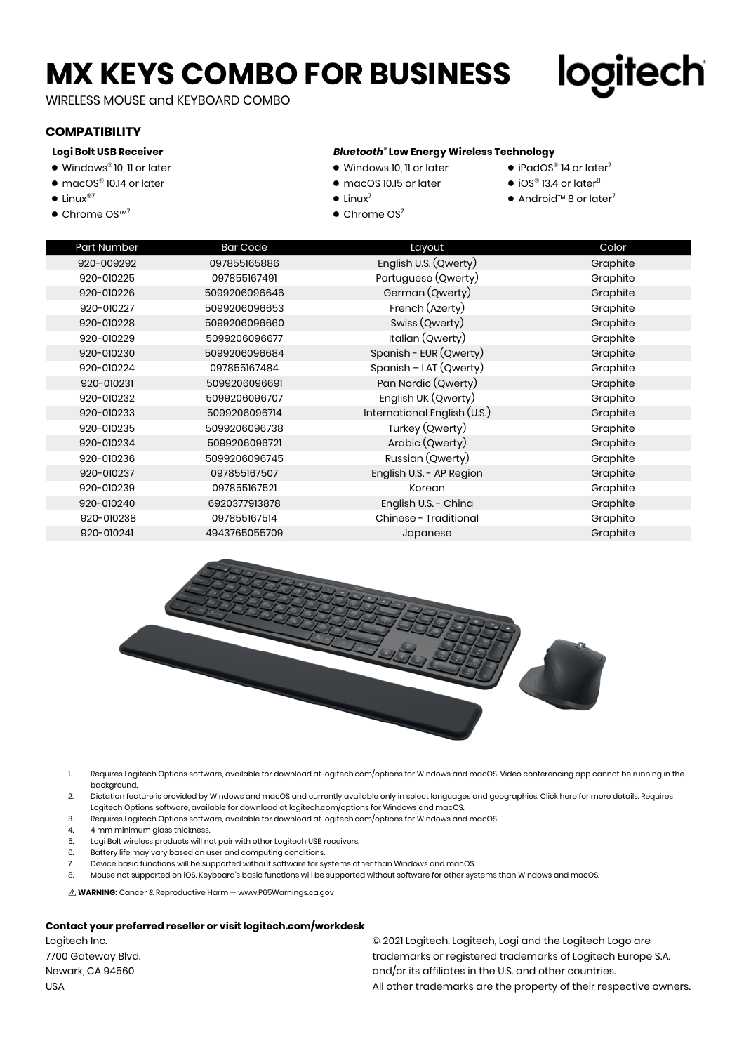# MX KEYS COMBO FOR BUSINESS

WIRELESS MOUSE and KEYBOARD COMBO

logitech

## COMPATIBILITY

**Logi Bolt USB Receiver**

- Windows® 10, 11 or later
- macOS® 10.14 or later
- Linux®[7]
- Chrome OS™[7]

***Bluetooth*® Low Energy Wireless Technology**

- Windows 10, 11 or later
- macOS 10.15 or later
- Linux[7]
- Chrome OS[7]
- iPadOS® 14 or later[7]
- iOS® 13.4 or later[8]
- Android™ 8 or later[7]

| Part Number | Bar Code | Layout | Color |
|---|---|---|---|
| 920-009292 | 097855165886 | English U.S. (Qwerty) | Graphite |
| 920-010225 | 097855167491 | Portuguese (Qwerty) | Graphite |
| 920-010226 | 5099206096646 | German (Qwerty) | Graphite |
| 920-010227 | 5099206096653 | French (Azerty) | Graphite |
| 920-010228 | 5099206096660 | Swiss (Qwerty) | Graphite |
| 920-010229 | 5099206096677 | Italian (Qwerty) | Graphite |
| 920-010230 | 5099206096684 | Spanish - EUR (Qwerty) | Graphite |
| 920-010224 | 097855167484 | Spanish – LAT (Qwerty) | Graphite |
| 920-010231 | 5099206096691 | Pan Nordic (Qwerty) | Graphite |
| 920-010232 | 5099206096707 | English UK (Qwerty) | Graphite |
| 920-010233 | 5099206096714 | International English (U.S.) | Graphite |
| 920-010235 | 5099206096738 | Turkey (Qwerty) | Graphite |
| 920-010234 | 5099206096721 | Arabic (Qwerty) | Graphite |
| 920-010236 | 5099206096745 | Russian (Qwerty) | Graphite |
| 920-010237 | 097855167507 | English U.S. - AP Region | Graphite |
| 920-010239 | 097855167521 | Korean | Graphite |
| 920-010240 | 6920377913878 | English U.S. - China | Graphite |
| 920-010238 | 097855167514 | Chinese - Traditional | Graphite |
| 920-010241 | 4943765055709 | Japanese | Graphite |

1. Requires Logitech Options software, available for download at logitech.com/options for Windows and macOS. Video conferencing app cannot be running in the background.
2. Dictation feature is provided by Windows and macOS and currently available only in select languages and geographies. Click here for more details. Requires Logitech Options software, available for download at logitech.com/options for Windows and macOS.
3. Requires Logitech Options software, available for download at logitech.com/options for Windows and macOS.
4. 4 mm minimum glass thickness.
5. Logi Bolt wireless products will not pair with other Logitech USB receivers.
6. Battery life may vary based on user and computing conditions.
7. Device basic functions will be supported without software for systems other than Windows and macOS.
8. Mouse not supported on iOS. Keyboard's basic functions will be supported without software for other systems than Windows and macOS.

⚠ **WARNING:** Cancer & Reproductive Harm — www.P65Warnings.ca.gov

**Contact your preferred reseller or visit logitech.com/workdesk**

Logitech Inc.
7700 Gateway Blvd.
Newark, CA 94560
USA

© 2021 Logitech. Logitech, Logi and the Logitech Logo are trademarks or registered trademarks of Logitech Europe S.A. and/or its affiliates in the U.S. and other countries. All other trademarks are the property of their respective owners.